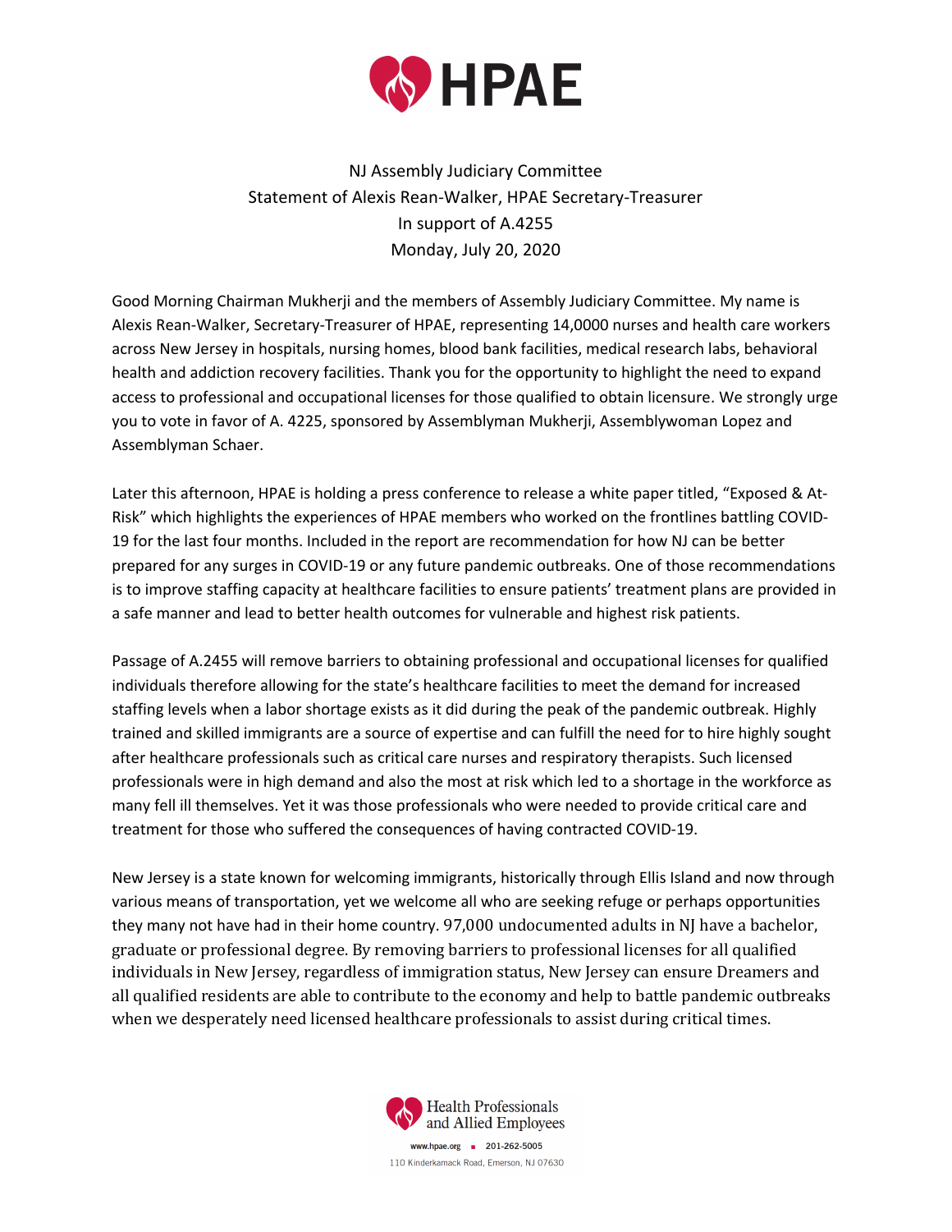# HPAE

NJ Assembly Judiciary Committee
Statement of Alexis Rean-Walker, HPAE Secretary-Treasurer
In support of A.4255
Monday, July 20, 2020

Good Morning Chairman Mukherji and the members of Assembly Judiciary Committee. My name is Alexis Rean-Walker, Secretary-Treasurer of HPAE, representing 14,0000 nurses and health care workers across New Jersey in hospitals, nursing homes, blood bank facilities, medical research labs, behavioral health and addiction recovery facilities. Thank you for the opportunity to highlight the need to expand access to professional and occupational licenses for those qualified to obtain licensure. We strongly urge you to vote in favor of A. 4225, sponsored by Assemblyman Mukherji, Assemblywoman Lopez and Assemblyman Schaer.

Later this afternoon, HPAE is holding a press conference to release a white paper titled, "Exposed & At-Risk" which highlights the experiences of HPAE members who worked on the frontlines battling COVID-19 for the last four months. Included in the report are recommendation for how NJ can be better prepared for any surges in COVID-19 or any future pandemic outbreaks. One of those recommendations is to improve staffing capacity at healthcare facilities to ensure patients' treatment plans are provided in a safe manner and lead to better health outcomes for vulnerable and highest risk patients.

Passage of A.2455 will remove barriers to obtaining professional and occupational licenses for qualified individuals therefore allowing for the state's healthcare facilities to meet the demand for increased staffing levels when a labor shortage exists as it did during the peak of the pandemic outbreak. Highly trained and skilled immigrants are a source of expertise and can fulfill the need for to hire highly sought after healthcare professionals such as critical care nurses and respiratory therapists. Such licensed professionals were in high demand and also the most at risk which led to a shortage in the workforce as many fell ill themselves. Yet it was those professionals who were needed to provide critical care and treatment for those who suffered the consequences of having contracted COVID-19.

New Jersey is a state known for welcoming immigrants, historically through Ellis Island and now through various means of transportation, yet we welcome all who are seeking refuge or perhaps opportunities they many not have had in their home country. 97,000 undocumented adults in NJ have a bachelor, graduate or professional degree. By removing barriers to professional licenses for all qualified individuals in New Jersey, regardless of immigration status, New Jersey can ensure Dreamers and all qualified residents are able to contribute to the economy and help to battle pandemic outbreaks when we desperately need licensed healthcare professionals to assist during critical times.

Health Professionals and Allied Employees
www.hpae.org ■ 201-262-5005
110 Kinderkamack Road, Emerson, NJ 07630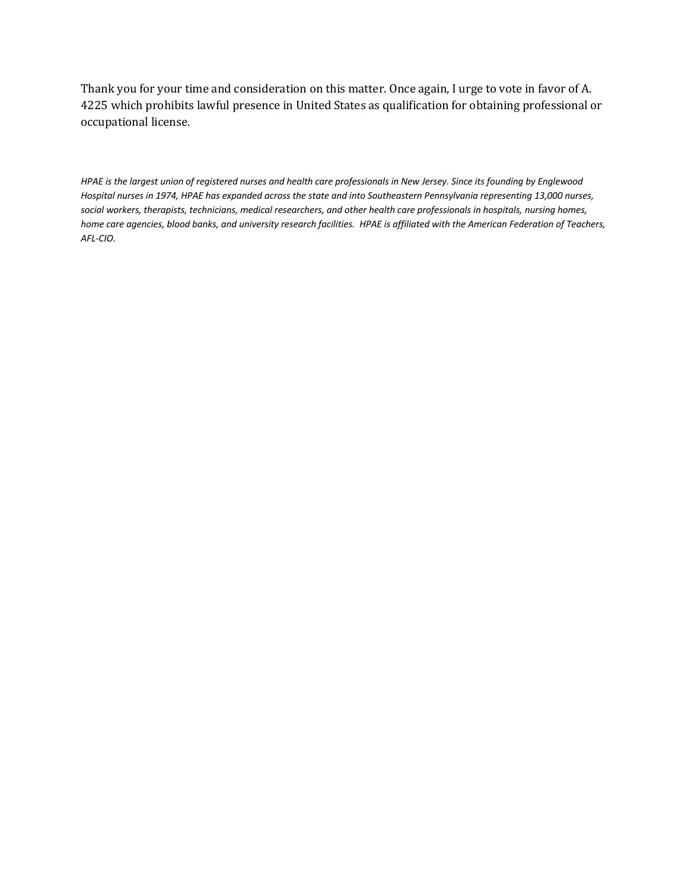Thank you for your time and consideration on this matter. Once again, I urge to vote in favor of A. 4225 which prohibits lawful presence in United States as qualification for obtaining professional or occupational license.

*HPAE is the largest union of registered nurses and health care professionals in New Jersey. Since its founding by Englewood Hospital nurses in 1974, HPAE has expanded across the state and into Southeastern Pennsylvania representing 13,000 nurses, social workers, therapists, technicians, medical researchers, and other health care professionals in hospitals, nursing homes, home care agencies, blood banks, and university research facilities. HPAE is affiliated with the American Federation of Teachers, AFL-CIO.*